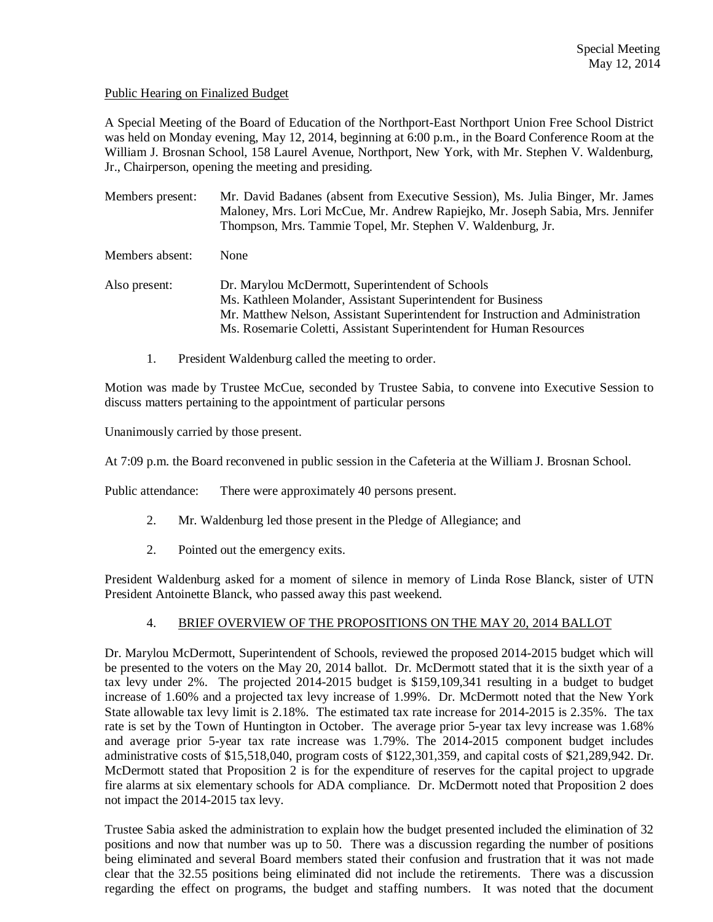Special Meeting
May 12, 2014

Public Hearing on Finalized Budget

A Special Meeting of the Board of Education of the Northport-East Northport Union Free School District was held on Monday evening, May 12, 2014, beginning at 6:00 p.m., in the Board Conference Room at the William J. Brosnan School, 158 Laurel Avenue, Northport, New York, with Mr. Stephen V. Waldenburg, Jr., Chairperson, opening the meeting and presiding.

Members present: Mr. David Badanes (absent from Executive Session), Ms. Julia Binger, Mr. James Maloney, Mrs. Lori McCue, Mr. Andrew Rapiejko, Mr. Joseph Sabia, Mrs. Jennifer Thompson, Mrs. Tammie Topel, Mr. Stephen V. Waldenburg, Jr.

Members absent: None

Also present: Dr. Marylou McDermott, Superintendent of Schools
Ms. Kathleen Molander, Assistant Superintendent for Business
Mr. Matthew Nelson, Assistant Superintendent for Instruction and Administration
Ms. Rosemarie Coletti, Assistant Superintendent for Human Resources

1. President Waldenburg called the meeting to order.

Motion was made by Trustee McCue, seconded by Trustee Sabia, to convene into Executive Session to discuss matters pertaining to the appointment of particular persons

Unanimously carried by those present.

At 7:09 p.m. the Board reconvened in public session in the Cafeteria at the William J. Brosnan School.

Public attendance: There were approximately 40 persons present.

2. Mr. Waldenburg led those present in the Pledge of Allegiance; and

2. Pointed out the emergency exits.

President Waldenburg asked for a moment of silence in memory of Linda Rose Blanck, sister of UTN President Antoinette Blanck, who passed away this past weekend.

4. BRIEF OVERVIEW OF THE PROPOSITIONS ON THE MAY 20, 2014 BALLOT

Dr. Marylou McDermott, Superintendent of Schools, reviewed the proposed 2014-2015 budget which will be presented to the voters on the May 20, 2014 ballot. Dr. McDermott stated that it is the sixth year of a tax levy under 2%. The projected 2014-2015 budget is $159,109,341 resulting in a budget to budget increase of 1.60% and a projected tax levy increase of 1.99%. Dr. McDermott noted that the New York State allowable tax levy limit is 2.18%. The estimated tax rate increase for 2014-2015 is 2.35%. The tax rate is set by the Town of Huntington in October. The average prior 5-year tax levy increase was 1.68% and average prior 5-year tax rate increase was 1.79%. The 2014-2015 component budget includes administrative costs of $15,518,040, program costs of $122,301,359, and capital costs of $21,289,942. Dr. McDermott stated that Proposition 2 is for the expenditure of reserves for the capital project to upgrade fire alarms at six elementary schools for ADA compliance. Dr. McDermott noted that Proposition 2 does not impact the 2014-2015 tax levy.

Trustee Sabia asked the administration to explain how the budget presented included the elimination of 32 positions and now that number was up to 50. There was a discussion regarding the number of positions being eliminated and several Board members stated their confusion and frustration that it was not made clear that the 32.55 positions being eliminated did not include the retirements. There was a discussion regarding the effect on programs, the budget and staffing numbers. It was noted that the document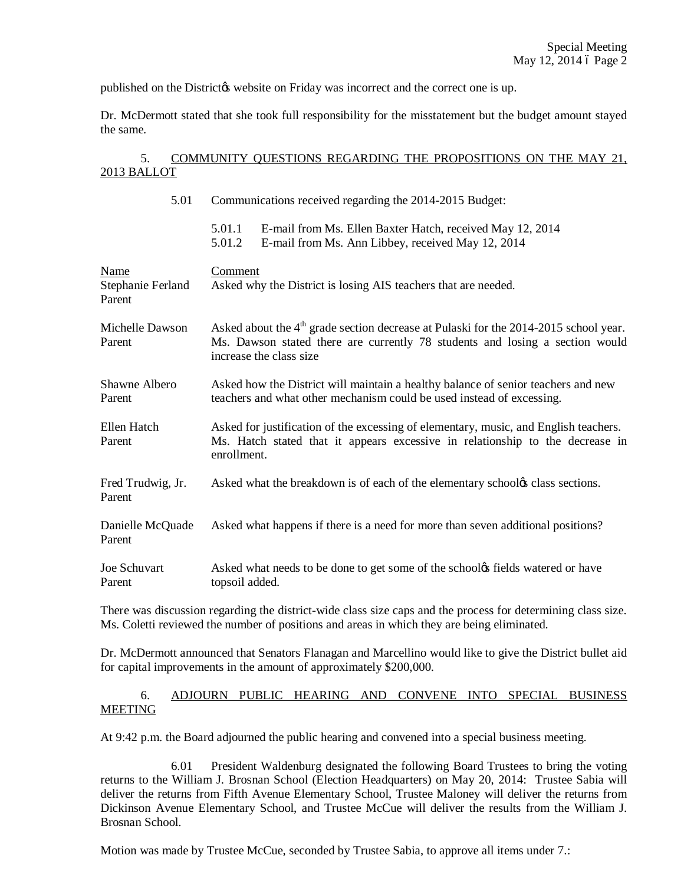published on the District's website on Friday was incorrect and the correct one is up.

Dr. McDermott stated that she took full responsibility for the misstatement but the budget amount stayed the same.

5. COMMUNITY QUESTIONS REGARDING THE PROPOSITIONS ON THE MAY 21, 2013 BALLOT

5.01 Communications received regarding the 2014-2015 Budget:

5.01.1 E-mail from Ms. Ellen Baxter Hatch, received May 12, 2014
5.01.2 E-mail from Ms. Ann Libbey, received May 12, 2014

| Name | Comment |
|---|---|
| Stephanie Ferland Parent | Asked why the District is losing AIS teachers that are needed. |
| Michelle Dawson Parent | Asked about the 4th grade section decrease at Pulaski for the 2014-2015 school year. Ms. Dawson stated there are currently 78 students and losing a section would increase the class size |
| Shawne Albero Parent | Asked how the District will maintain a healthy balance of senior teachers and new teachers and what other mechanism could be used instead of excessing. |
| Ellen Hatch Parent | Asked for justification of the excessing of elementary, music, and English teachers. Ms. Hatch stated that it appears excessive in relationship to the decrease in enrollment. |
| Fred Trudwig, Jr. Parent | Asked what the breakdown is of each of the elementary school's class sections. |
| Danielle McQuade Parent | Asked what happens if there is a need for more than seven additional positions? |
| Joe Schuvart Parent | Asked what needs to be done to get some of the school's fields watered or have topsoil added. |

There was discussion regarding the district-wide class size caps and the process for determining class size. Ms. Coletti reviewed the number of positions and areas in which they are being eliminated.

Dr. McDermott announced that Senators Flanagan and Marcellino would like to give the District bullet aid for capital improvements in the amount of approximately $200,000.

6. ADJOURN PUBLIC HEARING AND CONVENE INTO SPECIAL BUSINESS MEETING

At 9:42 p.m. the Board adjourned the public hearing and convened into a special business meeting.

6.01 President Waldenburg designated the following Board Trustees to bring the voting returns to the William J. Brosnan School (Election Headquarters) on May 20, 2014: Trustee Sabia will deliver the returns from Fifth Avenue Elementary School, Trustee Maloney will deliver the returns from Dickinson Avenue Elementary School, and Trustee McCue will deliver the results from the William J. Brosnan School.

Motion was made by Trustee McCue, seconded by Trustee Sabia, to approve all items under 7.: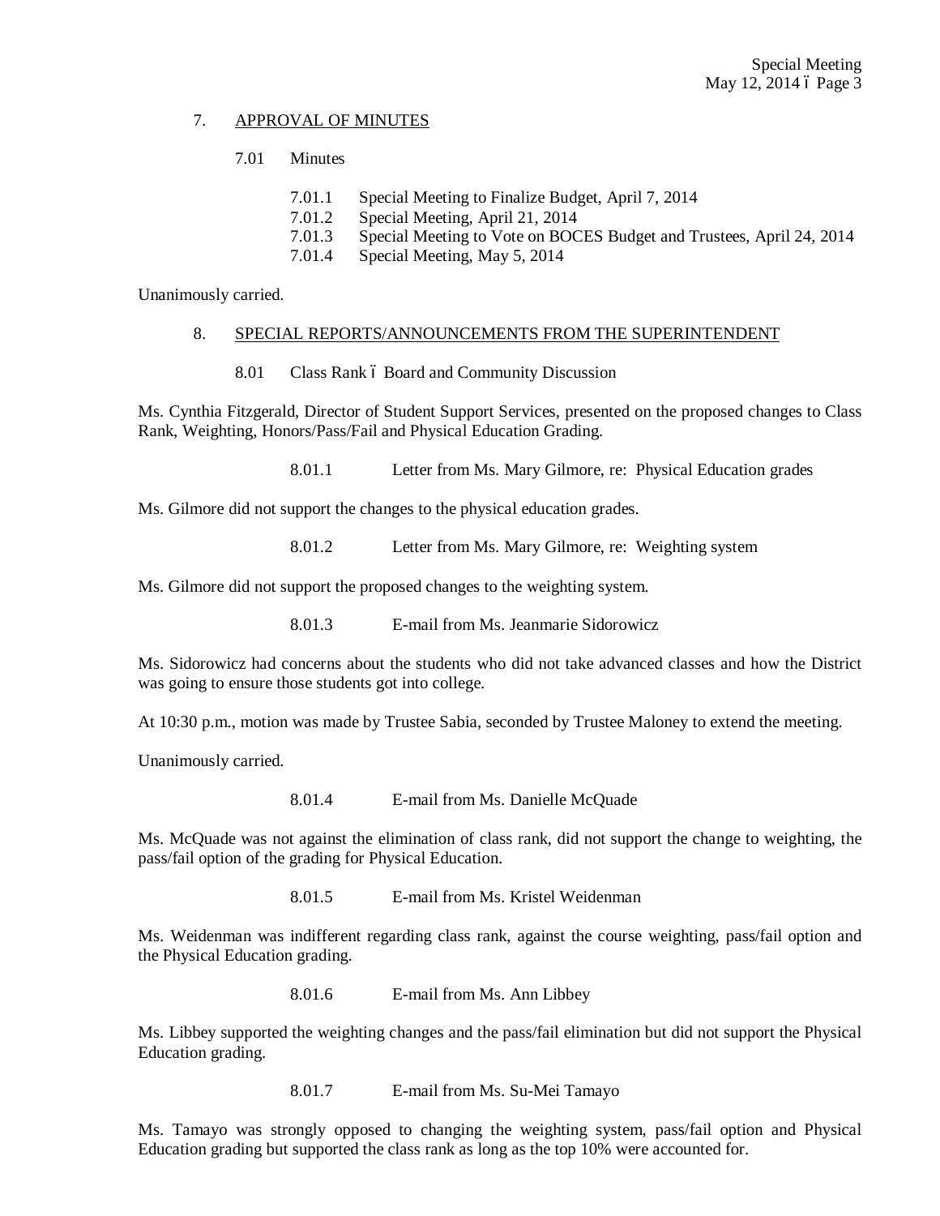7. APPROVAL OF MINUTES

7.01 Minutes

7.01.1 Special Meeting to Finalize Budget, April 7, 2014
7.01.2 Special Meeting, April 21, 2014
7.01.3 Special Meeting to Vote on BOCES Budget and Trustees, April 24, 2014
7.01.4 Special Meeting, May 5, 2014

Unanimously carried.

8. SPECIAL REPORTS/ANNOUNCEMENTS FROM THE SUPERINTENDENT

8.01 Class Rank – Board and Community Discussion

Ms. Cynthia Fitzgerald, Director of Student Support Services, presented on the proposed changes to Class Rank, Weighting, Honors/Pass/Fail and Physical Education Grading.

8.01.1 Letter from Ms. Mary Gilmore, re: Physical Education grades

Ms. Gilmore did not support the changes to the physical education grades.

8.01.2 Letter from Ms. Mary Gilmore, re: Weighting system

Ms. Gilmore did not support the proposed changes to the weighting system.

8.01.3 E-mail from Ms. Jeanmarie Sidorowicz

Ms. Sidorowicz had concerns about the students who did not take advanced classes and how the District was going to ensure those students got into college.

At 10:30 p.m., motion was made by Trustee Sabia, seconded by Trustee Maloney to extend the meeting.

Unanimously carried.

8.01.4 E-mail from Ms. Danielle McQuade

Ms. McQuade was not against the elimination of class rank, did not support the change to weighting, the pass/fail option of the grading for Physical Education.

8.01.5 E-mail from Ms. Kristel Weidenman

Ms. Weidenman was indifferent regarding class rank, against the course weighting, pass/fail option and the Physical Education grading.

8.01.6 E-mail from Ms. Ann Libbey

Ms. Libbey supported the weighting changes and the pass/fail elimination but did not support the Physical Education grading.

8.01.7 E-mail from Ms. Su-Mei Tamayo

Ms. Tamayo was strongly opposed to changing the weighting system, pass/fail option and Physical Education grading but supported the class rank as long as the top 10% were accounted for.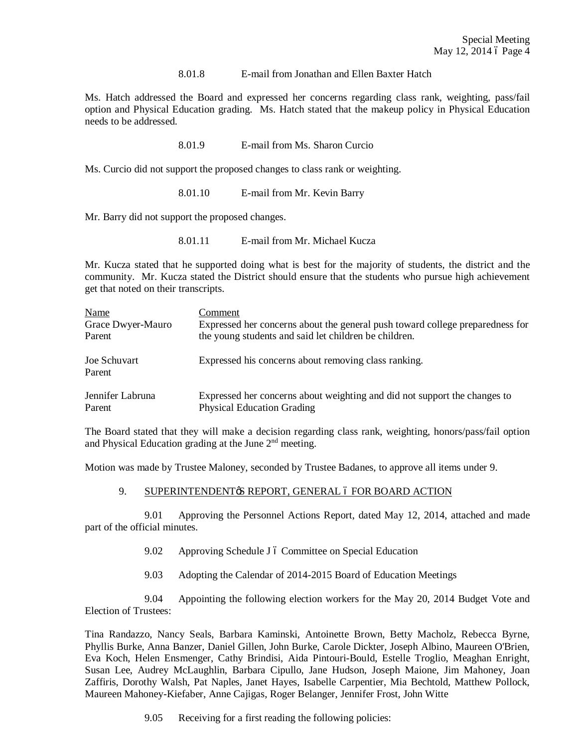8.01.8 E-mail from Jonathan and Ellen Baxter Hatch

Ms. Hatch addressed the Board and expressed her concerns regarding class rank, weighting, pass/fail option and Physical Education grading. Ms. Hatch stated that the makeup policy in Physical Education needs to be addressed.

8.01.9 E-mail from Ms. Sharon Curcio

Ms. Curcio did not support the proposed changes to class rank or weighting.

8.01.10 E-mail from Mr. Kevin Barry

Mr. Barry did not support the proposed changes.

8.01.11 E-mail from Mr. Michael Kucza

Mr. Kucza stated that he supported doing what is best for the majority of students, the district and the community. Mr. Kucza stated the District should ensure that the students who pursue high achievement get that noted on their transcripts.

| Name | Comment |
|---|---|
| Grace Dwyer-Mauro<br>Parent | Expressed her concerns about the general push toward college preparedness for the young students and said let children be children. |
| Joe Schuvart<br>Parent | Expressed his concerns about removing class ranking. |
| Jennifer Labruna<br>Parent | Expressed her concerns about weighting and did not support the changes to Physical Education Grading |

The Board stated that they will make a decision regarding class rank, weighting, honors/pass/fail option and Physical Education grading at the June 2nd meeting.

Motion was made by Trustee Maloney, seconded by Trustee Badanes, to approve all items under 9.

9. SUPERINTENDENT's REPORT, GENERAL – FOR BOARD ACTION

9.01 Approving the Personnel Actions Report, dated May 12, 2014, attached and made part of the official minutes.

9.02 Approving Schedule J – Committee on Special Education

9.03 Adopting the Calendar of 2014-2015 Board of Education Meetings

9.04 Appointing the following election workers for the May 20, 2014 Budget Vote and Election of Trustees:

Tina Randazzo, Nancy Seals, Barbara Kaminski, Antoinette Brown, Betty Macholz, Rebecca Byrne, Phyllis Burke, Anna Banzer, Daniel Gillen, John Burke, Carole Dickter, Joseph Albino, Maureen O'Brien, Eva Koch, Helen Ensmenger, Cathy Brindisi, Aida Pintouri-Bould, Estelle Troglio, Meaghan Enright, Susan Lee, Audrey McLaughlin, Barbara Cipullo, Jane Hudson, Joseph Maione, Jim Mahoney, Joan Zaffiris, Dorothy Walsh, Pat Naples, Janet Hayes, Isabelle Carpentier, Mia Bechtold, Matthew Pollock, Maureen Mahoney-Kiefaber, Anne Cajigas, Roger Belanger, Jennifer Frost, John Witte

9.05 Receiving for a first reading the following policies: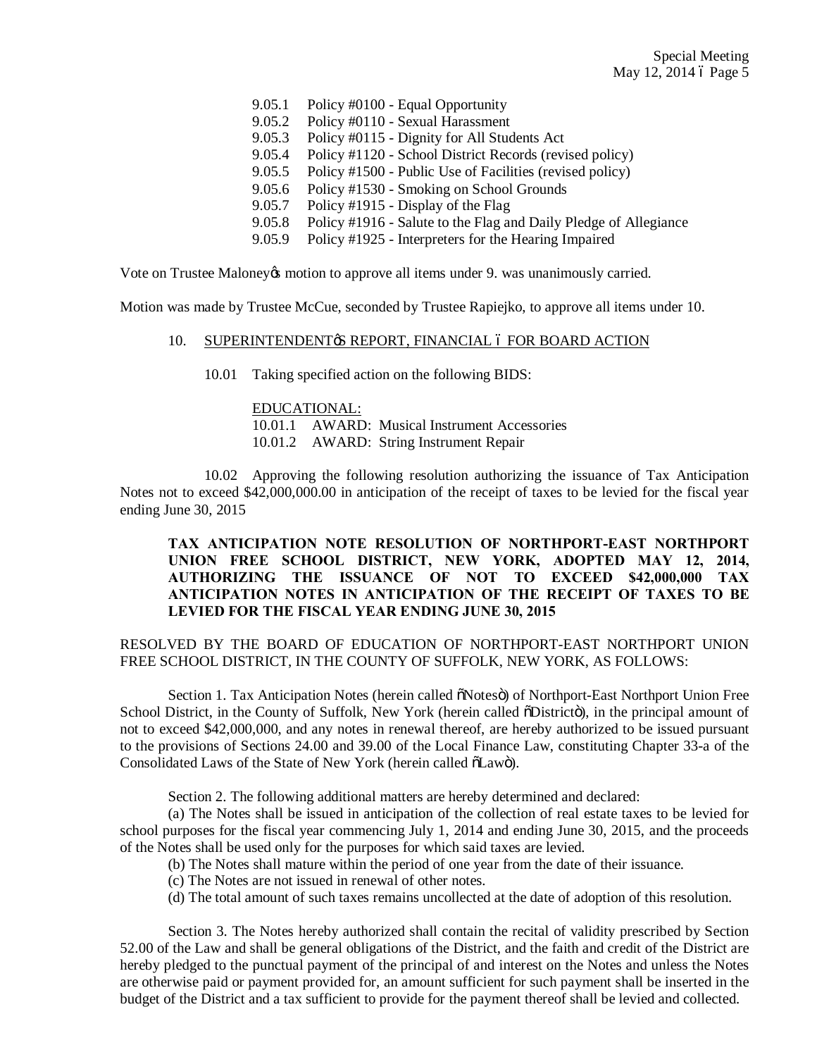9.05.1 Policy #0100 - Equal Opportunity
9.05.2 Policy #0110 - Sexual Harassment
9.05.3 Policy #0115 - Dignity for All Students Act
9.05.4 Policy #1120 - School District Records (revised policy)
9.05.5 Policy #1500 - Public Use of Facilities (revised policy)
9.05.6 Policy #1530 - Smoking on School Grounds
9.05.7 Policy #1915 - Display of the Flag
9.05.8 Policy #1916 - Salute to the Flag and Daily Pledge of Allegiance
9.05.9 Policy #1925 - Interpreters for the Hearing Impaired

Vote on Trustee Maloney's motion to approve all items under 9. was unanimously carried.

Motion was made by Trustee McCue, seconded by Trustee Rapiejko, to approve all items under 10.

10. SUPERINTENDENT'S REPORT, FINANCIAL – FOR BOARD ACTION

10.01 Taking specified action on the following BIDS:

EDUCATIONAL:
10.01.1 AWARD: Musical Instrument Accessories
10.01.2 AWARD: String Instrument Repair

10.02 Approving the following resolution authorizing the issuance of Tax Anticipation Notes not to exceed $42,000,000.00 in anticipation of the receipt of taxes to be levied for the fiscal year ending June 30, 2015

**TAX ANTICIPATION NOTE RESOLUTION OF NORTHPORT-EAST NORTHPORT UNION FREE SCHOOL DISTRICT, NEW YORK, ADOPTED MAY 12, 2014, AUTHORIZING THE ISSUANCE OF NOT TO EXCEED $42,000,000 TAX ANTICIPATION NOTES IN ANTICIPATION OF THE RECEIPT OF TAXES TO BE LEVIED FOR THE FISCAL YEAR ENDING JUNE 30, 2015**

RESOLVED BY THE BOARD OF EDUCATION OF NORTHPORT-EAST NORTHPORT UNION FREE SCHOOL DISTRICT, IN THE COUNTY OF SUFFOLK, NEW YORK, AS FOLLOWS:

Section 1. Tax Anticipation Notes (herein called "Notes") of Northport-East Northport Union Free School District, in the County of Suffolk, New York (herein called "District"), in the principal amount of not to exceed $42,000,000, and any notes in renewal thereof, are hereby authorized to be issued pursuant to the provisions of Sections 24.00 and 39.00 of the Local Finance Law, constituting Chapter 33-a of the Consolidated Laws of the State of New York (herein called "Law").

Section 2. The following additional matters are hereby determined and declared:

(a) The Notes shall be issued in anticipation of the collection of real estate taxes to be levied for school purposes for the fiscal year commencing July 1, 2014 and ending June 30, 2015, and the proceeds of the Notes shall be used only for the purposes for which said taxes are levied.

(b) The Notes shall mature within the period of one year from the date of their issuance.

(c) The Notes are not issued in renewal of other notes.

(d) The total amount of such taxes remains uncollected at the date of adoption of this resolution.

Section 3. The Notes hereby authorized shall contain the recital of validity prescribed by Section 52.00 of the Law and shall be general obligations of the District, and the faith and credit of the District are hereby pledged to the punctual payment of the principal of and interest on the Notes and unless the Notes are otherwise paid or payment provided for, an amount sufficient for such payment shall be inserted in the budget of the District and a tax sufficient to provide for the payment thereof shall be levied and collected.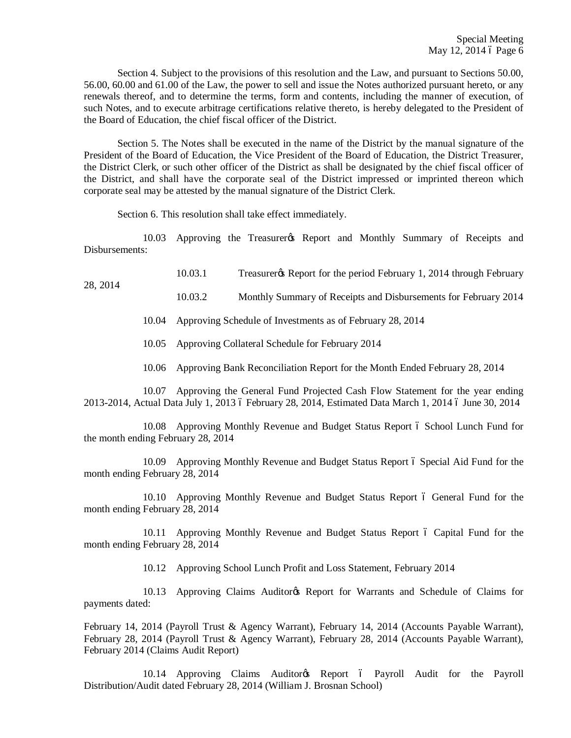Section 4. Subject to the provisions of this resolution and the Law, and pursuant to Sections 50.00, 56.00, 60.00 and 61.00 of the Law, the power to sell and issue the Notes authorized pursuant hereto, or any renewals thereof, and to determine the terms, form and contents, including the manner of execution, of such Notes, and to execute arbitrage certifications relative thereto, is hereby delegated to the President of the Board of Education, the chief fiscal officer of the District.

Section 5. The Notes shall be executed in the name of the District by the manual signature of the President of the Board of Education, the Vice President of the Board of Education, the District Treasurer, the District Clerk, or such other officer of the District as shall be designated by the chief fiscal officer of the District, and shall have the corporate seal of the District impressed or imprinted thereon which corporate seal may be attested by the manual signature of the District Clerk.

Section 6. This resolution shall take effect immediately.

10.03 Approving the Treasurer's Report and Monthly Summary of Receipts and Disbursements:

10.03.1 Treasurer's Report for the period February 1, 2014 through February 28, 2014

10.03.2 Monthly Summary of Receipts and Disbursements for February 2014

10.04 Approving Schedule of Investments as of February 28, 2014

10.05 Approving Collateral Schedule for February 2014

10.06 Approving Bank Reconciliation Report for the Month Ended February 28, 2014

10.07 Approving the General Fund Projected Cash Flow Statement for the year ending 2013-2014, Actual Data July 1, 2013 – February 28, 2014, Estimated Data March 1, 2014 – June 30, 2014

10.08 Approving Monthly Revenue and Budget Status Report – School Lunch Fund for the month ending February 28, 2014

10.09 Approving Monthly Revenue and Budget Status Report – Special Aid Fund for the month ending February 28, 2014

10.10 Approving Monthly Revenue and Budget Status Report – General Fund for the month ending February 28, 2014

10.11 Approving Monthly Revenue and Budget Status Report – Capital Fund for the month ending February 28, 2014

10.12 Approving School Lunch Profit and Loss Statement, February 2014

10.13 Approving Claims Auditor's Report for Warrants and Schedule of Claims for payments dated:

February 14, 2014 (Payroll Trust & Agency Warrant), February 14, 2014 (Accounts Payable Warrant), February 28, 2014 (Payroll Trust & Agency Warrant), February 28, 2014 (Accounts Payable Warrant), February 2014 (Claims Audit Report)

10.14 Approving Claims Auditor's Report – Payroll Audit for the Payroll Distribution/Audit dated February 28, 2014 (William J. Brosnan School)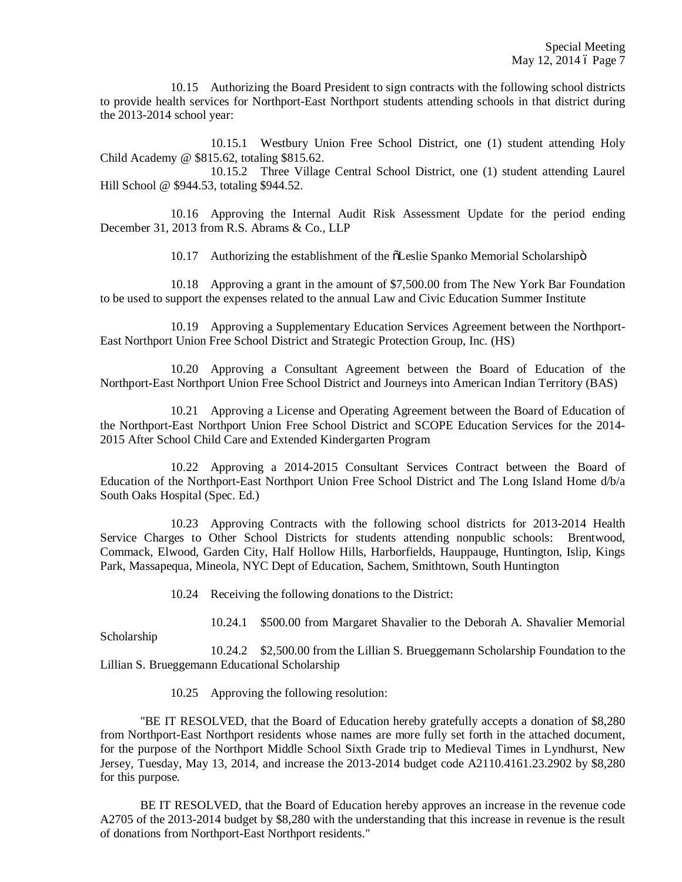10.15 Authorizing the Board President to sign contracts with the following school districts to provide health services for Northport-East Northport students attending schools in that district during the 2013-2014 school year:

10.15.1 Westbury Union Free School District, one (1) student attending Holy Child Academy @ $815.62, totaling $815.62.

10.15.2 Three Village Central School District, one (1) student attending Laurel Hill School @ $944.53, totaling $944.52.

10.16 Approving the Internal Audit Risk Assessment Update for the period ending December 31, 2013 from R.S. Abrams & Co., LLP

10.17 Authorizing the establishment of the "Leslie Spanko Memorial Scholarship"

10.18 Approving a grant in the amount of $7,500.00 from The New York Bar Foundation to be used to support the expenses related to the annual Law and Civic Education Summer Institute

10.19 Approving a Supplementary Education Services Agreement between the Northport-East Northport Union Free School District and Strategic Protection Group, Inc. (HS)

10.20 Approving a Consultant Agreement between the Board of Education of the Northport-East Northport Union Free School District and Journeys into American Indian Territory (BAS)

10.21 Approving a License and Operating Agreement between the Board of Education of the Northport-East Northport Union Free School District and SCOPE Education Services for the 2014-2015 After School Child Care and Extended Kindergarten Program

10.22 Approving a 2014-2015 Consultant Services Contract between the Board of Education of the Northport-East Northport Union Free School District and The Long Island Home d/b/a South Oaks Hospital (Spec. Ed.)

10.23 Approving Contracts with the following school districts for 2013-2014 Health Service Charges to Other School Districts for students attending nonpublic schools: Brentwood, Commack, Elwood, Garden City, Half Hollow Hills, Harborfields, Hauppauge, Huntington, Islip, Kings Park, Massapequa, Mineola, NYC Dept of Education, Sachem, Smithtown, South Huntington

10.24 Receiving the following donations to the District:

10.24.1 $500.00 from Margaret Shavalier to the Deborah A. Shavalier Memorial Scholarship

10.24.2 $2,500.00 from the Lillian S. Brueggemann Scholarship Foundation to the Lillian S. Brueggemann Educational Scholarship

10.25 Approving the following resolution:

"BE IT RESOLVED, that the Board of Education hereby gratefully accepts a donation of $8,280 from Northport-East Northport residents whose names are more fully set forth in the attached document, for the purpose of the Northport Middle School Sixth Grade trip to Medieval Times in Lyndhurst, New Jersey, Tuesday, May 13, 2014, and increase the 2013-2014 budget code A2110.4161.23.2902 by $8,280 for this purpose.

BE IT RESOLVED, that the Board of Education hereby approves an increase in the revenue code A2705 of the 2013-2014 budget by $8,280 with the understanding that this increase in revenue is the result of donations from Northport-East Northport residents."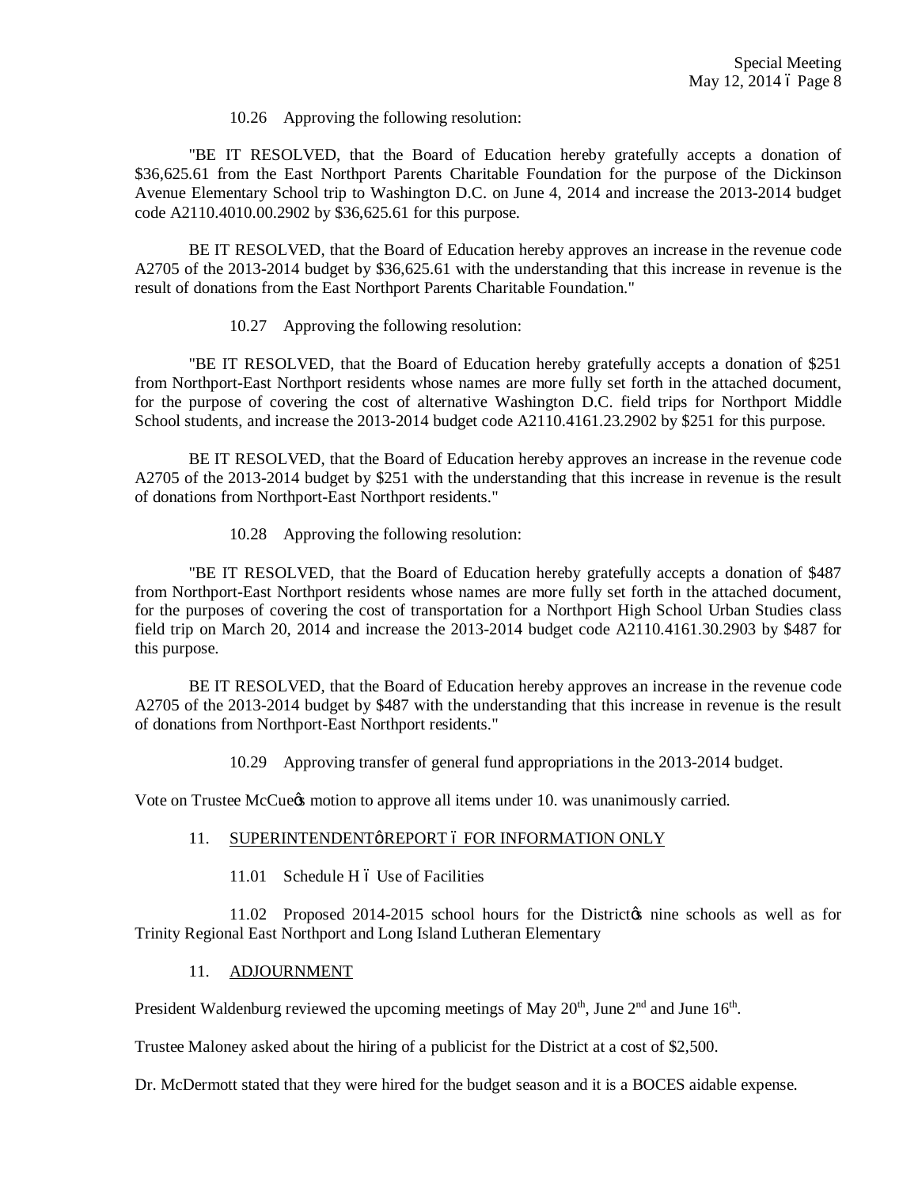10.26 Approving the following resolution:

"BE IT RESOLVED, that the Board of Education hereby gratefully accepts a donation of \$36,625.61 from the East Northport Parents Charitable Foundation for the purpose of the Dickinson Avenue Elementary School trip to Washington D.C. on June 4, 2014 and increase the 2013-2014 budget code A2110.4010.00.2902 by \$36,625.61 for this purpose.

BE IT RESOLVED, that the Board of Education hereby approves an increase in the revenue code A2705 of the 2013-2014 budget by \$36,625.61 with the understanding that this increase in revenue is the result of donations from the East Northport Parents Charitable Foundation."

10.27 Approving the following resolution:

"BE IT RESOLVED, that the Board of Education hereby gratefully accepts a donation of \$251 from Northport-East Northport residents whose names are more fully set forth in the attached document, for the purpose of covering the cost of alternative Washington D.C. field trips for Northport Middle School students, and increase the 2013-2014 budget code A2110.4161.23.2902 by \$251 for this purpose.

BE IT RESOLVED, that the Board of Education hereby approves an increase in the revenue code A2705 of the 2013-2014 budget by \$251 with the understanding that this increase in revenue is the result of donations from Northport-East Northport residents."

10.28 Approving the following resolution:

"BE IT RESOLVED, that the Board of Education hereby gratefully accepts a donation of \$487 from Northport-East Northport residents whose names are more fully set forth in the attached document, for the purposes of covering the cost of transportation for a Northport High School Urban Studies class field trip on March 20, 2014 and increase the 2013-2014 budget code A2110.4161.30.2903 by \$487 for this purpose.

BE IT RESOLVED, that the Board of Education hereby approves an increase in the revenue code A2705 of the 2013-2014 budget by \$487 with the understanding that this increase in revenue is the result of donations from Northport-East Northport residents."

10.29 Approving transfer of general fund appropriations in the 2013-2014 budget.

Vote on Trustee McCue's motion to approve all items under 10. was unanimously carried.

11. SUPERINTENDENT'S REPORT – FOR INFORMATION ONLY

11.01 Schedule H – Use of Facilities

11.02 Proposed 2014-2015 school hours for the District's nine schools as well as for Trinity Regional East Northport and Long Island Lutheran Elementary

11. ADJOURNMENT

President Waldenburg reviewed the upcoming meetings of May 20th, June 2nd and June 16th.

Trustee Maloney asked about the hiring of a publicist for the District at a cost of \$2,500.

Dr. McDermott stated that they were hired for the budget season and it is a BOCES aidable expense.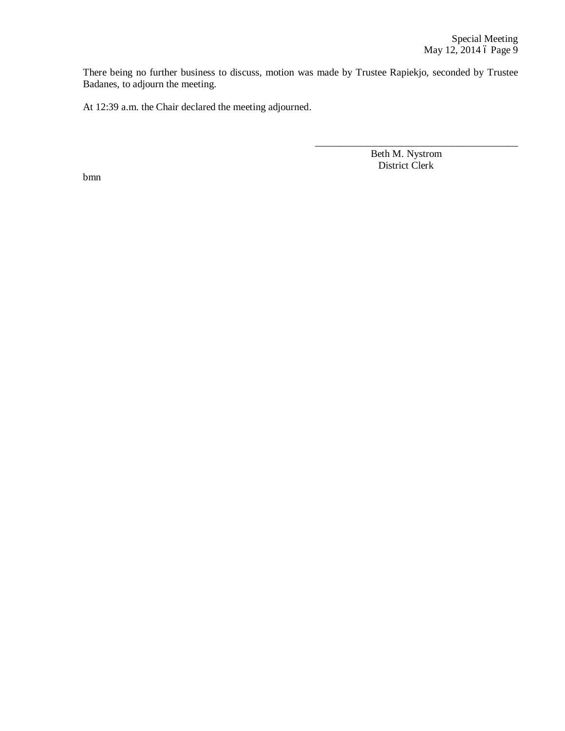There being no further business to discuss, motion was made by Trustee Rapiekjo, seconded by Trustee Badanes, to adjourn the meeting.

At 12:39 a.m. the Chair declared the meeting adjourned.

\_\_\_\_\_\_\_\_\_\_\_\_\_\_\_\_\_\_\_\_\_\_\_\_\_\_\_\_\_\_\_\_\_\_\_\_\_\_\_\_

Beth M. Nystrom
District Clerk

bmn